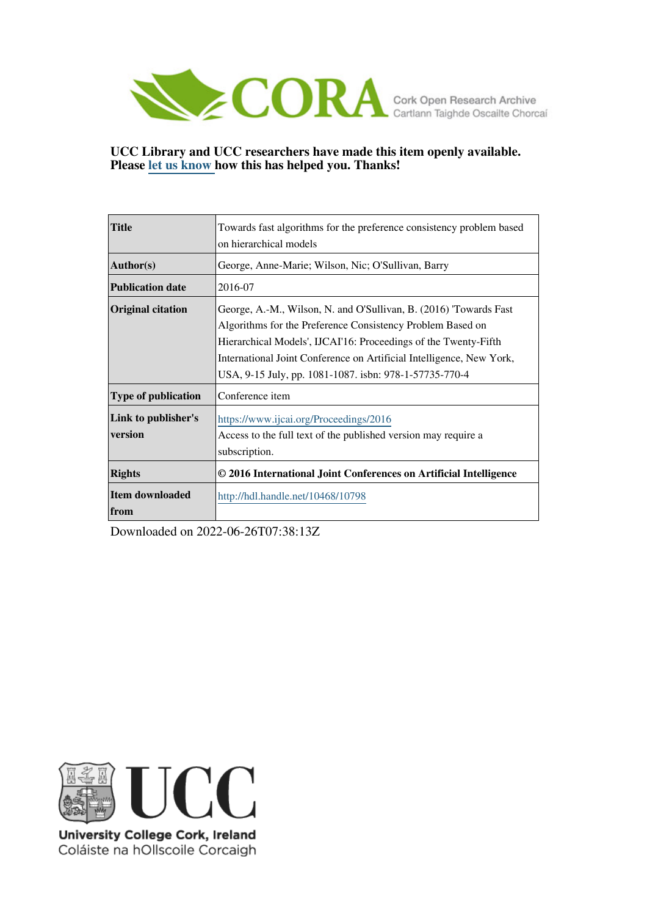CORA Cork Open Research Archive
Cartlann Taighde Oscailte Chorcaí

**UCC Library and UCC researchers have made this item openly available. Please let us know how this has helped you. Thanks!**

| | |
|---|---|
| **Title** | Towards fast algorithms for the preference consistency problem based on hierarchical models |
| **Author(s)** | George, Anne-Marie; Wilson, Nic; O'Sullivan, Barry |
| **Publication date** | 2016-07 |
| **Original citation** | George, A.-M., Wilson, N. and O'Sullivan, B. (2016) 'Towards Fast Algorithms for the Preference Consistency Problem Based on Hierarchical Models', IJCAI'16: Proceedings of the Twenty-Fifth International Joint Conference on Artificial Intelligence, New York, USA, 9-15 July, pp. 1081-1087. isbn: 978-1-57735-770-4 |
| **Type of publication** | Conference item |
| **Link to publisher's version** | https://www.ijcai.org/Proceedings/2016 Access to the full text of the published version may require a subscription. |
| **Rights** | **© 2016 International Joint Conferences on Artificial Intelligence** |
| **Item downloaded from** | http://hdl.handle.net/10468/10798 |

Downloaded on 2022-06-26T07:38:13Z

**University College Cork, Ireland**
Coláiste na hOllscoile Corcaigh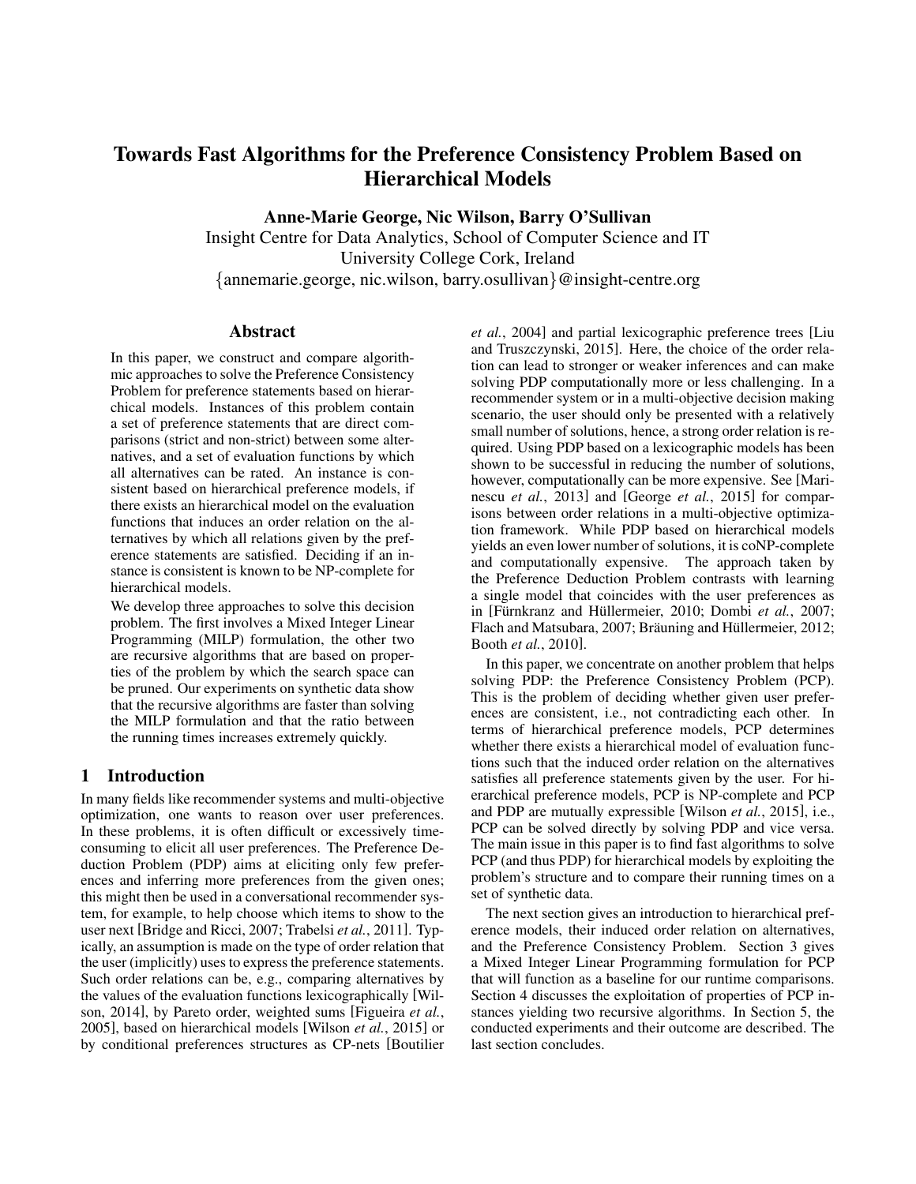# Towards Fast Algorithms for the Preference Consistency Problem Based on Hierarchical Models

**Anne-Marie George, Nic Wilson, Barry O'Sullivan**

Insight Centre for Data Analytics, School of Computer Science and IT
University College Cork, Ireland
{annemarie.george, nic.wilson, barry.osullivan}@insight-centre.org

## Abstract

In this paper, we construct and compare algorithmic approaches to solve the Preference Consistency Problem for preference statements based on hierarchical models. Instances of this problem contain a set of preference statements that are direct comparisons (strict and non-strict) between some alternatives, and a set of evaluation functions by which all alternatives can be rated. An instance is consistent based on hierarchical preference models, if there exists an hierarchical model on the evaluation functions that induces an order relation on the alternatives by which all relations given by the preference statements are satisfied. Deciding if an instance is consistent is known to be NP-complete for hierarchical models.

We develop three approaches to solve this decision problem. The first involves a Mixed Integer Linear Programming (MILP) formulation, the other two are recursive algorithms that are based on properties of the problem by which the search space can be pruned. Our experiments on synthetic data show that the recursive algorithms are faster than solving the MILP formulation and that the ratio between the running times increases extremely quickly.

## 1 Introduction

In many fields like recommender systems and multi-objective optimization, one wants to reason over user preferences. In these problems, it is often difficult or excessively time-consuming to elicit all user preferences. The Preference Deduction Problem (PDP) aims at eliciting only few preferences and inferring more preferences from the given ones; this might then be used in a conversational recommender system, for example, to help choose which items to show to the user next [Bridge and Ricci, 2007; Trabelsi *et al.*, 2011]. Typically, an assumption is made on the type of order relation that the user (implicitly) uses to express the preference statements. Such order relations can be, e.g., comparing alternatives by the values of the evaluation functions lexicographically [Wilson, 2014], by Pareto order, weighted sums [Figueira *et al.*, 2005], based on hierarchical models [Wilson *et al.*, 2015] or by conditional preferences structures as CP-nets [Boutilier *et al.*, 2004] and partial lexicographic preference trees [Liu and Truszczynski, 2015]. Here, the choice of the order relation can lead to stronger or weaker inferences and can make solving PDP computationally more or less challenging. In a recommender system or in a multi-objective decision making scenario, the user should only be presented with a relatively small number of solutions, hence, a strong order relation is required. Using PDP based on a lexicographic models has been shown to be successful in reducing the number of solutions, however, computationally can be more expensive. See [Marinescu *et al.*, 2013] and [George *et al.*, 2015] for comparisons between order relations in a multi-objective optimization framework. While PDP based on hierarchical models yields an even lower number of solutions, it is coNP-complete and computationally expensive. The approach taken by the Preference Deduction Problem contrasts with learning a single model that coincides with the user preferences as in [Fürnkranz and Hüllermeier, 2010; Dombi *et al.*, 2007; Flach and Matsubara, 2007; Bräuning and Hüllermeier, 2012; Booth *et al.*, 2010].

In this paper, we concentrate on another problem that helps solving PDP: the Preference Consistency Problem (PCP). This is the problem of deciding whether given user preferences are consistent, i.e., not contradicting each other. In terms of hierarchical preference models, PCP determines whether there exists a hierarchical model of evaluation functions such that the induced order relation on the alternatives satisfies all preference statements given by the user. For hierarchical preference models, PCP is NP-complete and PCP and PDP are mutually expressible [Wilson *et al.*, 2015], i.e., PCP can be solved directly by solving PDP and vice versa. The main issue in this paper is to find fast algorithms to solve PCP (and thus PDP) for hierarchical models by exploiting the problem's structure and to compare their running times on a set of synthetic data.

The next section gives an introduction to hierarchical preference models, their induced order relation on alternatives, and the Preference Consistency Problem. Section 3 gives a Mixed Integer Linear Programming formulation for PCP that will function as a baseline for our runtime comparisons. Section 4 discusses the exploitation of properties of PCP instances yielding two recursive algorithms. In Section 5, the conducted experiments and their outcome are described. The last section concludes.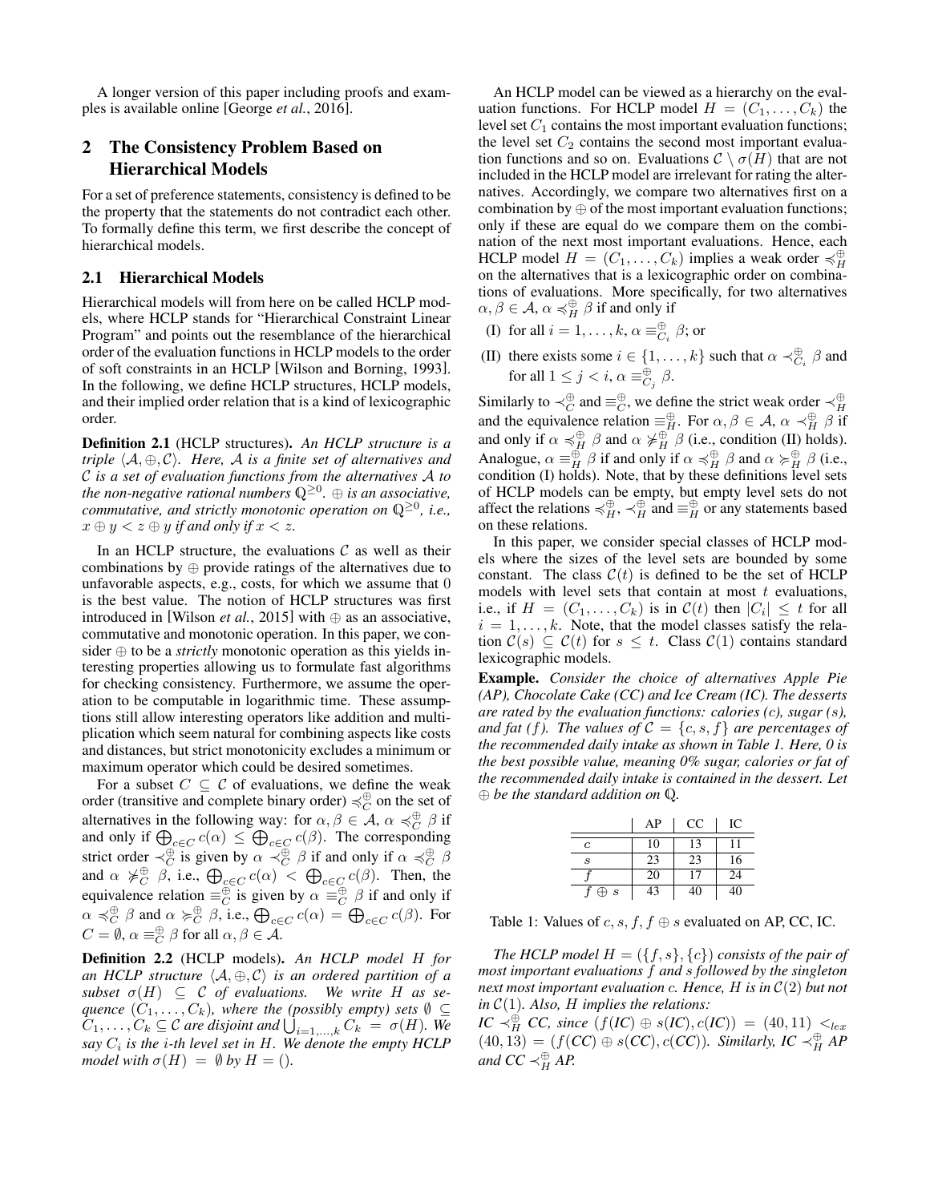A longer version of this paper including proofs and examples is available online [George *et al.*, 2016].

## 2 The Consistency Problem Based on Hierarchical Models

For a set of preference statements, consistency is defined to be the property that the statements do not contradict each other. To formally define this term, we first describe the concept of hierarchical models.

### 2.1 Hierarchical Models

Hierarchical models will from here on be called HCLP models, where HCLP stands for "Hierarchical Constraint Linear Program" and points out the resemblance of the hierarchical order of the evaluation functions in HCLP models to the order of soft constraints in an HCLP [Wilson and Borning, 1993]. In the following, we define HCLP structures, HCLP models, and their implied order relation that is a kind of lexicographic order.

**Definition 2.1** (HCLP structures)**.** *An HCLP structure is a triple* $\langle \mathcal{A}, \oplus, \mathcal{C} \rangle$*. Here,* $\mathcal{A}$ *is a finite set of alternatives and* $\mathcal{C}$ *is a set of evaluation functions from the alternatives* $\mathcal{A}$ *to the non-negative rational numbers* $\mathbb{Q}^{\geq 0}$*.* $\oplus$ *is an associative, commutative, and strictly monotonic operation on* $\mathbb{Q}^{\geq 0}$*, i.e.,* $x \oplus y < z \oplus y$ *if and only if* $x < z$*.*

In an HCLP structure, the evaluations $\mathcal{C}$ as well as their combinations by $\oplus$ provide ratings of the alternatives due to unfavorable aspects, e.g., costs, for which we assume that 0 is the best value. The notion of HCLP structures was first introduced in [Wilson *et al.*, 2015] with $\oplus$ as an associative, commutative and monotonic operation. In this paper, we consider $\oplus$ to be a *strictly* monotonic operation as this yields interesting properties allowing us to formulate fast algorithms for checking consistency. Furthermore, we assume the operation to be computable in logarithmic time. These assumptions still allow interesting operators like addition and multiplication which seem natural for combining aspects like costs and distances, but strict monotonicity excludes a minimum or maximum operator which could be desired sometimes.

For a subset $C \subseteq \mathcal{C}$ of evaluations, we define the weak order (transitive and complete binary order) $\preccurlyeq_C^{\oplus}$ on the set of alternatives in the following way: for $\alpha, \beta \in \mathcal{A}$, $\alpha \preccurlyeq_C^{\oplus} \beta$ if and only if $\bigoplus_{c \in C} c(\alpha) \leq \bigoplus_{c \in C} c(\beta)$. The corresponding strict order $\prec_C^{\oplus}$ is given by $\alpha \prec_C^{\oplus} \beta$ if and only if $\alpha \preccurlyeq_C^{\oplus} \beta$ and $\alpha \not\succcurlyeq_C^{\oplus} \beta$, i.e., $\bigoplus_{c \in C} c(\alpha) < \bigoplus_{c \in C} c(\beta)$. Then, the equivalence relation $\equiv_C^{\oplus}$ is given by $\alpha \equiv_C^{\oplus} \beta$ if and only if $\alpha \preccurlyeq_C^{\oplus} \beta$ and $\alpha \succcurlyeq_C^{\oplus} \beta$, i.e., $\bigoplus_{c \in C} c(\alpha) = \bigoplus_{c \in C} c(\beta)$. For $C = \emptyset$, $\alpha \equiv_C^{\oplus} \beta$ for all $\alpha, \beta \in \mathcal{A}$.

**Definition 2.2** (HCLP models)**.** *An HCLP model* $H$ *for an HCLP structure* $\langle \mathcal{A}, \oplus, \mathcal{C} \rangle$ *is an ordered partition of a subset* $\sigma(H) \subseteq \mathcal{C}$ *of evaluations. We write* $H$ *as sequence* $(C_1, \ldots, C_k)$*, where the (possibly empty) sets* $\emptyset \subseteq C_1, \ldots, C_k \subseteq \mathcal{C}$ *are disjoint and* $\bigcup_{i=1,\ldots,k} C_k = \sigma(H)$*. We say* $C_i$ *is the* $i$*-th level set in* $H$*. We denote the empty HCLP model with* $\sigma(H) = \emptyset$ *by* $H = ()$*.*

An HCLP model can be viewed as a hierarchy on the evaluation functions. For HCLP model $H = (C_1, \ldots, C_k)$ the level set $C_1$ contains the most important evaluation functions; the level set $C_2$ contains the second most important evaluation functions and so on. Evaluations $\mathcal{C} \setminus \sigma(H)$ that are not included in the HCLP model are irrelevant for rating the alternatives. Accordingly, we compare two alternatives first on a combination by $\oplus$ of the most important evaluation functions; only if these are equal do we compare them on the combination of the next most important evaluations. Hence, each HCLP model $H = (C_1, \ldots, C_k)$ implies a weak order $\preccurlyeq_H^{\oplus}$ on the alternatives that is a lexicographic order on combinations of evaluations. More specifically, for two alternatives $\alpha, \beta \in \mathcal{A}$, $\alpha \preccurlyeq_H^{\oplus} \beta$ if and only if

(I) for all $i = 1, \ldots, k$, $\alpha \equiv_{C_i}^{\oplus} \beta$; or

(II) there exists some $i \in \{1, \ldots, k\}$ such that $\alpha \prec_{C_i}^{\oplus} \beta$ and for all $1 \leq j < i$, $\alpha \equiv_{C_j}^{\oplus} \beta$.

Similarly to $\prec_C^{\oplus}$ and $\equiv_C^{\oplus}$, we define the strict weak order $\prec_H^{\oplus}$ and the equivalence relation $\equiv_H^{\oplus}$. For $\alpha, \beta \in \mathcal{A}$, $\alpha \prec_H^{\oplus} \beta$ if and only if $\alpha \preccurlyeq_H^{\oplus} \beta$ and $\alpha \not\succcurlyeq_H^{\oplus} \beta$ (i.e., condition (II) holds). Analogue, $\alpha \equiv_H^{\oplus} \beta$ if and only if $\alpha \preccurlyeq_H^{\oplus} \beta$ and $\alpha \succcurlyeq_H^{\oplus} \beta$ (i.e., condition (I) holds). Note, that by these definitions level sets of HCLP models can be empty, but empty level sets do not affect the relations $\preccurlyeq_H^{\oplus}$, $\prec_H^{\oplus}$ and $\equiv_H^{\oplus}$ or any statements based on these relations.

In this paper, we consider special classes of HCLP models where the sizes of the level sets are bounded by some constant. The class $\mathcal{C}(t)$ is defined to be the set of HCLP models with level sets that contain at most $t$ evaluations, i.e., if $H = (C_1, \ldots, C_k)$ is in $\mathcal{C}(t)$ then $|C_i| \leq t$ for all $i = 1, \ldots, k$. Note, that the model classes satisfy the relation $\mathcal{C}(s) \subseteq \mathcal{C}(t)$ for $s \leq t$. Class $\mathcal{C}(1)$ contains standard lexicographic models.

**Example.** *Consider the choice of alternatives Apple Pie (AP), Chocolate Cake (CC) and Ice Cream (IC). The desserts are rated by the evaluation functions: calories (c), sugar (s), and fat (f). The values of* $\mathcal{C} = \{c, s, f\}$ *are percentages of the recommended daily intake as shown in Table 1. Here, 0 is the best possible value, meaning 0% sugar, calories or fat of the recommended daily intake is contained in the dessert. Let* $\oplus$ *be the standard addition on* $\mathbb{Q}$*.*

| | AP | CC | IC |
|---|---|---|---|
| $c$ | 10 | 13 | 11 |
| $s$ | 23 | 23 | 16 |
| $f$ | 20 | 17 | 24 |
| $f \oplus s$ | 43 | 40 | 40 |

Table 1: Values of $c, s, f, f \oplus s$ evaluated on AP, CC, IC.

*The HCLP model* $H = (\{f, s\}, \{c\})$ *consists of the pair of most important evaluations* $f$ *and* $s$ *followed by the singleton next most important evaluation* $c$*. Hence,* $H$ *is in* $\mathcal{C}(2)$ *but not in* $\mathcal{C}(1)$*. Also,* $H$ *implies the relations:*

*IC* $\prec_H^{\oplus}$ *CC, since* $(f(\mathit{IC}) \oplus s(\mathit{IC}), c(\mathit{IC})) = (40, 11) <_{lex} (40, 13) = (f(\mathit{CC}) \oplus s(\mathit{CC}), c(\mathit{CC}))$*. Similarly, IC* $\prec_H^{\oplus}$ *AP and CC* $\prec_H^{\oplus}$ *AP.*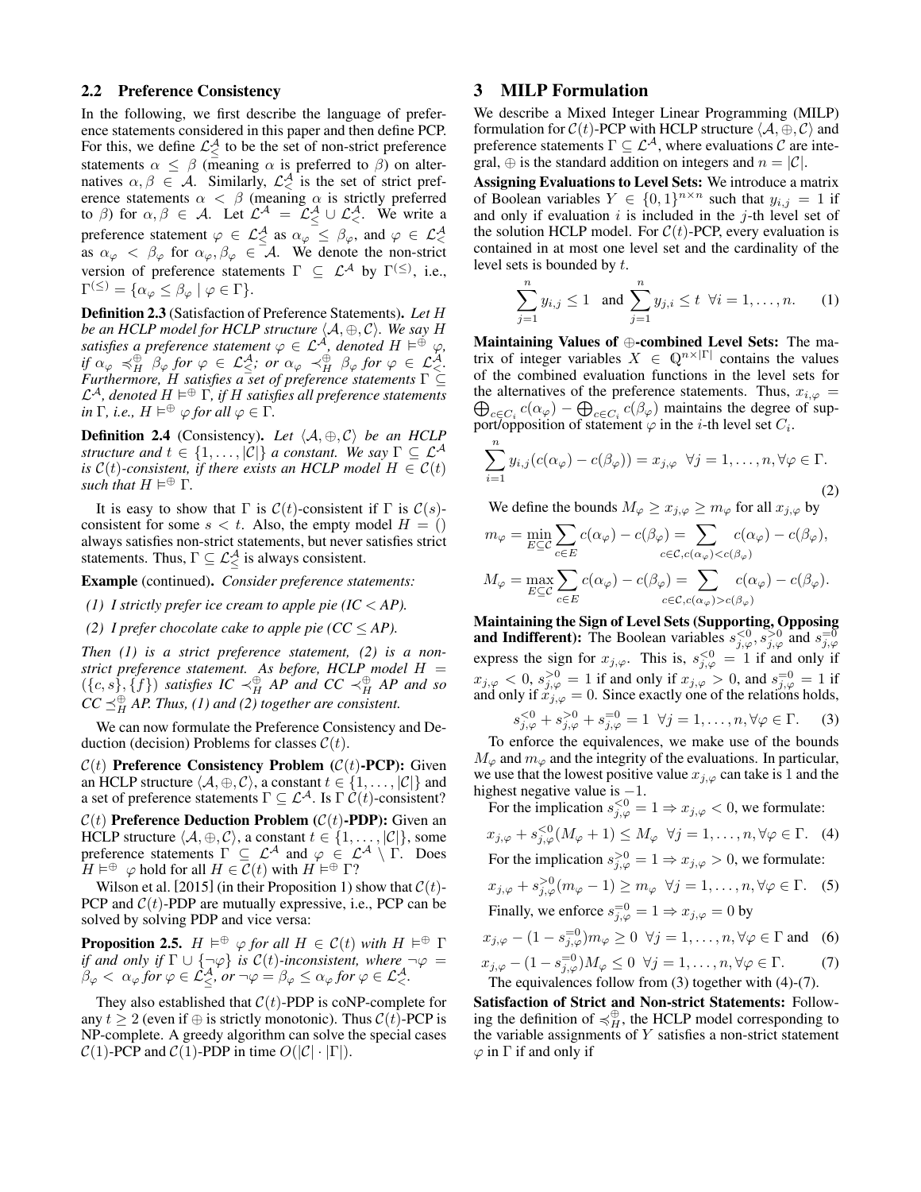## 2.2 Preference Consistency

In the following, we first describe the language of preference statements considered in this paper and then define PCP. For this, we define $\mathcal{L}^{\mathcal{A}}_{\leq}$ to be the set of non-strict preference statements $\alpha \leq \beta$ (meaning $\alpha$ is preferred to $\beta$) on alternatives $\alpha, \beta \in \mathcal{A}$. Similarly, $\mathcal{L}^{\mathcal{A}}_{<}$ is the set of strict preference statements $\alpha < \beta$ (meaning $\alpha$ is strictly preferred to $\beta$) for $\alpha, \beta \in \mathcal{A}$. Let $\mathcal{L}^{\mathcal{A}} = \mathcal{L}^{\mathcal{A}}_{\leq} \cup \mathcal{L}^{\mathcal{A}}_{<}$. We write a preference statement $\varphi \in \mathcal{L}^{\mathcal{A}}_{\leq}$ as $\alpha_\varphi \leq \beta_\varphi$, and $\varphi \in \mathcal{L}^{\mathcal{A}}_{<}$ as $\alpha_\varphi < \beta_\varphi$ for $\alpha_\varphi, \beta_\varphi \in \mathcal{A}$. We denote the non-strict version of preference statements $\Gamma \subseteq \mathcal{L}^{\mathcal{A}}$ by $\Gamma^{(\leq)}$, i.e., $\Gamma^{(\leq)} = \{\alpha_\varphi \leq \beta_\varphi \mid \varphi \in \Gamma\}$.

**Definition 2.3** (Satisfaction of Preference Statements). *Let $H$ be an HCLP model for HCLP structure $\langle \mathcal{A}, \oplus, \mathcal{C} \rangle$. We say $H$ satisfies a preference statement $\varphi \in \mathcal{L}^{\mathcal{A}}$, denoted $H \vDash^{\oplus} \varphi$, if $\alpha_\varphi \preccurlyeq^{\oplus}_H \beta_\varphi$ for $\varphi \in \mathcal{L}^{\mathcal{A}}_{\leq}$; or $\alpha_\varphi \prec^{\oplus}_H \beta_\varphi$ for $\varphi \in \mathcal{L}^{\mathcal{A}}_{<}$. Furthermore, $H$ satisfies a set of preference statements $\Gamma \subseteq \mathcal{L}^{\mathcal{A}}$, denoted $H \vDash^{\oplus} \Gamma$, if $H$ satisfies all preference statements in $\Gamma$, i.e., $H \vDash^{\oplus} \varphi$ for all $\varphi \in \Gamma$.*

**Definition 2.4** (Consistency). *Let $\langle \mathcal{A}, \oplus, \mathcal{C} \rangle$ be an HCLP structure and $t \in \{1, \ldots, |\mathcal{C}|\}$ a constant. We say $\Gamma \subseteq \mathcal{L}^{\mathcal{A}}$ is $\mathcal{C}(t)$-consistent, if there exists an HCLP model $H \in \mathcal{C}(t)$ such that $H \vDash^{\oplus} \Gamma$.*

It is easy to show that $\Gamma$ is $\mathcal{C}(t)$-consistent if $\Gamma$ is $\mathcal{C}(s)$-consistent for some $s < t$. Also, the empty model $H = ()$ always satisfies non-strict statements, but never satisfies strict statements. Thus, $\Gamma \subseteq \mathcal{L}^{\mathcal{A}}_{\leq}$ is always consistent.

**Example** (continued). *Consider preference statements:*

*(1) I strictly prefer ice cream to apple pie (IC < AP).*

*(2) I prefer chocolate cake to apple pie (CC ≤ AP).*

*Then (1) is a strict preference statement, (2) is a non-strict preference statement. As before, HCLP model $H = (\{c, s\}, \{f\})$ satisfies IC $\prec^{\oplus}_H$ AP and CC $\prec^{\oplus}_H$ AP and so CC $\preceq^{\oplus}_H$ AP. Thus, (1) and (2) together are consistent.*

We can now formulate the Preference Consistency and Deduction (decision) Problems for classes $\mathcal{C}(t)$.

$\mathcal{C}(t)$ **Preference Consistency Problem ($\mathcal{C}(t)$-PCP):** Given an HCLP structure $\langle \mathcal{A}, \oplus, \mathcal{C} \rangle$, a constant $t \in \{1, \ldots, |\mathcal{C}|\}$ and a set of preference statements $\Gamma \subseteq \mathcal{L}^{\mathcal{A}}$. Is $\Gamma$ $\mathcal{C}(t)$-consistent?

$\mathcal{C}(t)$ **Preference Deduction Problem ($\mathcal{C}(t)$-PDP):** Given an HCLP structure $\langle \mathcal{A}, \oplus, \mathcal{C} \rangle$, a constant $t \in \{1, \ldots, |\mathcal{C}|\}$, some preference statements $\Gamma \subseteq \mathcal{L}^{\mathcal{A}}$ and $\varphi \in \mathcal{L}^{\mathcal{A}} \setminus \Gamma$. Does $H \vDash^{\oplus} \varphi$ hold for all $H \in \mathcal{C}(t)$ with $H \vDash^{\oplus} \Gamma$?

Wilson et al. [2015] (in their Proposition 1) show that $\mathcal{C}(t)$-PCP and $\mathcal{C}(t)$-PDP are mutually expressive, i.e., PCP can be solved by solving PDP and vice versa:

**Proposition 2.5.** *$H \vDash^{\oplus} \varphi$ for all $H \in \mathcal{C}(t)$ with $H \vDash^{\oplus} \Gamma$ if and only if $\Gamma \cup \{\neg\varphi\}$ is $\mathcal{C}(t)$-inconsistent, where $\neg\varphi = \beta_\varphi < \alpha_\varphi$ for $\varphi \in \mathcal{L}^{\mathcal{A}}_{\leq}$, or $\neg\varphi = \beta_\varphi \leq \alpha_\varphi$ for $\varphi \in \mathcal{L}^{\mathcal{A}}_{<}$.*

They also established that $\mathcal{C}(t)$-PDP is coNP-complete for any $t \geq 2$ (even if $\oplus$ is strictly monotonic). Thus $\mathcal{C}(t)$-PCP is NP-complete. A greedy algorithm can solve the special cases $\mathcal{C}(1)$-PCP and $\mathcal{C}(1)$-PDP in time $O(|\mathcal{C}| \cdot |\Gamma|)$.

# 3 MILP Formulation

We describe a Mixed Integer Linear Programming (MILP) formulation for $\mathcal{C}(t)$-PCP with HCLP structure $\langle \mathcal{A}, \oplus, \mathcal{C} \rangle$ and preference statements $\Gamma \subseteq \mathcal{L}^{\mathcal{A}}$, where evaluations $\mathcal{C}$ are integral, $\oplus$ is the standard addition on integers and $n = |\mathcal{C}|$.

**Assigning Evaluations to Level Sets:** We introduce a matrix of Boolean variables $Y \in \{0, 1\}^{n \times n}$ such that $y_{i,j} = 1$ if and only if evaluation $i$ is included in the $j$-th level set of the solution HCLP model. For $\mathcal{C}(t)$-PCP, every evaluation is contained in at most one level set and the cardinality of the level sets is bounded by $t$.

$$\sum_{j=1}^{n} y_{i,j} \leq 1 \quad \text{and} \quad \sum_{j=1}^{n} y_{j,i} \leq t \quad \forall i = 1, \ldots, n. \qquad (1)$$

**Maintaining Values of $\oplus$-combined Level Sets:** The matrix of integer variables $X \in \mathbb{Q}^{n \times |\Gamma|}$ contains the values of the combined evaluation functions in the level sets for the alternatives of the preference statements. Thus, $x_{i,\varphi} = \bigoplus_{c \in C_i} c(\alpha_\varphi) - \bigoplus_{c \in C_i} c(\beta_\varphi)$ maintains the degree of support/opposition of statement $\varphi$ in the $i$-th level set $C_i$.

$$\sum_{i=1}^{n} y_{i,j}(c(\alpha_\varphi) - c(\beta_\varphi)) = x_{j,\varphi} \quad \forall j = 1, \ldots, n, \forall \varphi \in \Gamma. \qquad (2)$$

We define the bounds $M_\varphi \geq x_{j,\varphi} \geq m_\varphi$ for all $x_{j,\varphi}$ by

$$m_\varphi = \min_{E \subseteq \mathcal{C}} \sum_{c \in E} c(\alpha_\varphi) - c(\beta_\varphi) = \sum_{c \in \mathcal{C}, c(\alpha_\varphi) < c(\beta_\varphi)} c(\alpha_\varphi) - c(\beta_\varphi),$$

$$M_\varphi = \max_{E \subseteq \mathcal{C}} \sum_{c \in E} c(\alpha_\varphi) - c(\beta_\varphi) = \sum_{c \in \mathcal{C}, c(\alpha_\varphi) > c(\beta_\varphi)} c(\alpha_\varphi) - c(\beta_\varphi).$$

**Maintaining the Sign of Level Sets (Supporting, Opposing and Indifferent):** The Boolean variables $s^{<0}_{j,\varphi}, s^{>0}_{j,\varphi}$ and $s^{=0}_{j,\varphi}$ express the sign for $x_{j,\varphi}$. This is, $s^{<0}_{j,\varphi} = 1$ if and only if $x_{j,\varphi} < 0$, $s^{>0}_{j,\varphi} = 1$ if and only if $x_{j,\varphi} > 0$, and $s^{=0}_{j,\varphi} = 1$ if and only if $x_{j,\varphi} = 0$. Since exactly one of the relations holds,

$$s^{<0}_{j,\varphi} + s^{>0}_{j,\varphi} + s^{=0}_{j,\varphi} = 1 \quad \forall j = 1, \ldots, n, \forall \varphi \in \Gamma. \qquad (3)$$

To enforce the equivalences, we make use of the bounds $M_\varphi$ and $m_\varphi$ and the integrity of the evaluations. In particular, we use that the lowest positive value $x_{j,\varphi}$ can take is 1 and the highest negative value is $-1$.

For the implication $s^{<0}_{j,\varphi} = 1 \Rightarrow x_{j,\varphi} < 0$, we formulate:

$$x_{j,\varphi} + s^{<0}_{j,\varphi}(M_\varphi + 1) \leq M_\varphi \quad \forall j = 1, \ldots, n, \forall \varphi \in \Gamma. \qquad (4)$$

For the implication $s^{>0}_{j,\varphi} = 1 \Rightarrow x_{j,\varphi} > 0$, we formulate:

$$x_{j,\varphi} + s^{>0}_{j,\varphi}(m_\varphi - 1) \geq m_\varphi \quad \forall j = 1, \ldots, n, \forall \varphi \in \Gamma. \qquad (5)$$

Finally, we enforce $s^{=0}_{j,\varphi} = 1 \Rightarrow x_{j,\varphi} = 0$ by

$$x_{j,\varphi} - (1 - s^{=0}_{j,\varphi})m_\varphi \geq 0 \quad \forall j = 1, \ldots, n, \forall \varphi \in \Gamma \text{ and} \qquad (6)$$

$$x_{j,\varphi} - (1 - s^{=0}_{j,\varphi})M_\varphi \leq 0 \quad \forall j = 1, \ldots, n, \forall \varphi \in \Gamma. \qquad (7)$$

The equivalences follow from (3) together with (4)-(7).

**Satisfaction of Strict and Non-strict Statements:** Following the definition of $\preccurlyeq^{\oplus}_H$, the HCLP model corresponding to the variable assignments of $Y$ satisfies a non-strict statement $\varphi$ in $\Gamma$ if and only if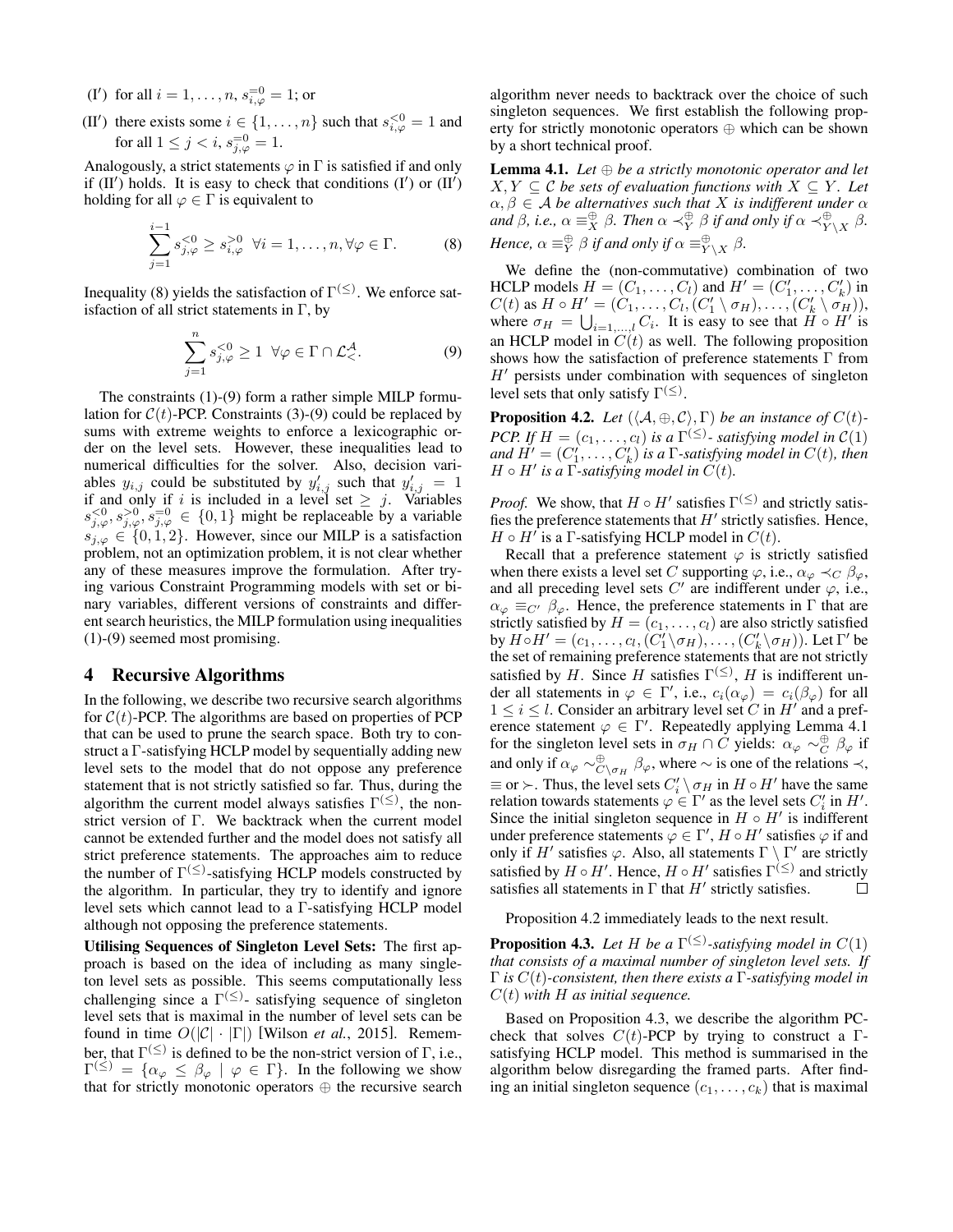(I′) for all $i = 1, \ldots, n$, $s^{=0}_{i,\varphi} = 1$; or

(II′) there exists some $i \in \{1, \ldots, n\}$ such that $s^{<0}_{i,\varphi} = 1$ and for all $1 \leq j < i$, $s^{=0}_{j,\varphi} = 1$.

Analogously, a strict statements $\varphi$ in $\Gamma$ is satisfied if and only if (II′) holds. It is easy to check that conditions (I′) or (II′) holding for all $\varphi \in \Gamma$ is equivalent to

$$\sum_{j=1}^{i-1} s^{<0}_{j,\varphi} \geq s^{>0}_{i,\varphi} \;\; \forall i = 1, \ldots, n, \forall \varphi \in \Gamma. \tag{8}$$

Inequality (8) yields the satisfaction of $\Gamma^{(\leq)}$. We enforce satisfaction of all strict statements in $\Gamma$, by

$$\sum_{j=1}^{n} s^{<0}_{j,\varphi} \geq 1 \;\; \forall \varphi \in \Gamma \cap \mathcal{L}^{\mathcal{A}}_{<}. \tag{9}$$

The constraints (1)-(9) form a rather simple MILP formulation for $\mathcal{C}(t)$-PCP. Constraints (3)-(9) could be replaced by sums with extreme weights to enforce a lexicographic order on the level sets. However, these inequalities lead to numerical difficulties for the solver. Also, decision variables $y_{i,j}$ could be substituted by $y'_{i,j}$ such that $y'_{i,j} = 1$ if and only if $i$ is included in a level set $\geq j$. Variables $s^{<0}_{j,\varphi}, s^{>0}_{j,\varphi}, s^{=0}_{j,\varphi} \in \{0, 1\}$ might be replaceable by a variable $s_{j,\varphi} \in \{0, 1, 2\}$. However, since our MILP is a satisfaction problem, not an optimization problem, it is not clear whether any of these measures improve the formulation. After trying various Constraint Programming models with set or binary variables, different versions of constraints and different search heuristics, the MILP formulation using inequalities (1)-(9) seemed most promising.

## 4 Recursive Algorithms

In the following, we describe two recursive search algorithms for $\mathcal{C}(t)$-PCP. The algorithms are based on properties of PCP that can be used to prune the search space. Both try to construct a $\Gamma$-satisfying HCLP model by sequentially adding new level sets to the model that do not oppose any preference statement that is not strictly satisfied so far. Thus, during the algorithm the current model always satisfies $\Gamma^{(\leq)}$, the non-strict version of $\Gamma$. We backtrack when the current model cannot be extended further and the model does not satisfy all strict preference statements. The approaches aim to reduce the number of $\Gamma^{(\leq)}$-satisfying HCLP models constructed by the algorithm. In particular, they try to identify and ignore level sets which cannot lead to a $\Gamma$-satisfying HCLP model although not opposing the preference statements.

**Utilising Sequences of Singleton Level Sets:** The first approach is based on the idea of including as many singleton level sets as possible. This seems computationally less challenging since a $\Gamma^{(\leq)}$- satisfying sequence of singleton level sets that is maximal in the number of level sets can be found in time $O(|\mathcal{C}| \cdot |\Gamma|)$ [Wilson *et al.*, 2015]. Remember, that $\Gamma^{(\leq)}$ is defined to be the non-strict version of $\Gamma$, i.e., $\Gamma^{(\leq)} = \{\alpha_\varphi \leq \beta_\varphi \mid \varphi \in \Gamma\}$. In the following we show that for strictly monotonic operators $\oplus$ the recursive search algorithm never needs to backtrack over the choice of such singleton sequences. We first establish the following property for strictly monotonic operators $\oplus$ which can be shown by a short technical proof.

**Lemma 4.1.** *Let $\oplus$ be a strictly monotonic operator and let $X, Y \subseteq \mathcal{C}$ be sets of evaluation functions with $X \subseteq Y$. Let $\alpha, \beta \in \mathcal{A}$ be alternatives such that $X$ is indifferent under $\alpha$ and $\beta$, i.e., $\alpha \equiv^{\oplus}_X \beta$. Then $\alpha \prec^{\oplus}_Y \beta$ if and only if $\alpha \prec^{\oplus}_{Y \setminus X} \beta$. Hence, $\alpha \equiv^{\oplus}_Y \beta$ if and only if $\alpha \equiv^{\oplus}_{Y \setminus X} \beta$.*

We define the (non-commutative) combination of two HCLP models $H = (C_1, \ldots, C_l)$ and $H' = (C'_1, \ldots, C'_k)$ in $C(t)$ as $H \circ H' = (C_1, \ldots, C_l, (C'_1 \setminus \sigma_H), \ldots, (C'_k \setminus \sigma_H))$, where $\sigma_H = \bigcup_{i=1,\ldots,l} C_i$. It is easy to see that $H \circ H'$ is an HCLP model in $C(t)$ as well. The following proposition shows how the satisfaction of preference statements $\Gamma$ from $H'$ persists under combination with sequences of singleton level sets that only satisfy $\Gamma^{(\leq)}$.

**Proposition 4.2.** *Let $(\langle \mathcal{A}, \oplus, \mathcal{C} \rangle, \Gamma)$ be an instance of $C(t)$-PCP. If $H = (c_1, \ldots, c_l)$ is a $\Gamma^{(\leq)}$- satisfying model in $\mathcal{C}(1)$ and $H' = (C'_1, \ldots, C'_k)$ is a $\Gamma$-satisfying model in $C(t)$, then $H \circ H'$ is a $\Gamma$-satisfying model in $C(t)$.*

*Proof.* We show, that $H \circ H'$ satisfies $\Gamma^{(\leq)}$ and strictly satisfies the preference statements that $H'$ strictly satisfies. Hence, $H \circ H'$ is a $\Gamma$-satisfying HCLP model in $C(t)$.

Recall that a preference statement $\varphi$ is strictly satisfied when there exists a level set $C$ supporting $\varphi$, i.e., $\alpha_\varphi \prec_C \beta_\varphi$, and all preceding level sets $C'$ are indifferent under $\varphi$, i.e., $\alpha_\varphi \equiv_{C'} \beta_\varphi$. Hence, the preference statements in $\Gamma$ that are strictly satisfied by $H = (c_1, \ldots, c_l)$ are also strictly satisfied by $H \circ H' = (c_1, \ldots, c_l, (C'_1 \setminus \sigma_H), \ldots, (C'_k \setminus \sigma_H))$. Let $\Gamma'$ be the set of remaining preference statements that are not strictly satisfied by $H$. Since $H$ satisfies $\Gamma^{(\leq)}$, $H$ is indifferent under all statements in $\varphi \in \Gamma'$, i.e., $c_i(\alpha_\varphi) = c_i(\beta_\varphi)$ for all $1 \leq i \leq l$. Consider an arbitrary level set $C$ in $H'$ and a preference statement $\varphi \in \Gamma'$. Repeatedly applying Lemma 4.1 for the singleton level sets in $\sigma_H \cap C$ yields: $\alpha_\varphi \sim^{\oplus}_C \beta_\varphi$ if and only if $\alpha_\varphi \sim^{\oplus}_{C \setminus \sigma_H} \beta_\varphi$, where $\sim$ is one of the relations $\prec$, $\equiv$ or $\succ$. Thus, the level sets $C'_i \setminus \sigma_H$ in $H \circ H'$ have the same relation towards statements $\varphi \in \Gamma'$ as the level sets $C'_i$ in $H'$. Since the initial singleton sequence in $H \circ H'$ is indifferent under preference statements $\varphi \in \Gamma'$, $H \circ H'$ satisfies $\varphi$ if and only if $H'$ satisfies $\varphi$. Also, all statements $\Gamma \setminus \Gamma'$ are strictly satisfied by $H \circ H'$. Hence, $H \circ H'$ satisfies $\Gamma^{(\leq)}$ and strictly satisfies all statements in $\Gamma$ that $H'$ strictly satisfies. $\square$

Proposition 4.2 immediately leads to the next result.

**Proposition 4.3.** *Let $H$ be a $\Gamma^{(\leq)}$-satisfying model in $C(1)$ that consists of a maximal number of singleton level sets. If $\Gamma$ is $C(t)$-consistent, then there exists a $\Gamma$-satisfying model in $C(t)$ with $H$ as initial sequence.*

Based on Proposition 4.3, we describe the algorithm PC-check that solves $C(t)$-PCP by trying to construct a $\Gamma$-satisfying HCLP model. This method is summarised in the algorithm below disregarding the framed parts. After finding an initial singleton sequence $(c_1, \ldots, c_k)$ that is maximal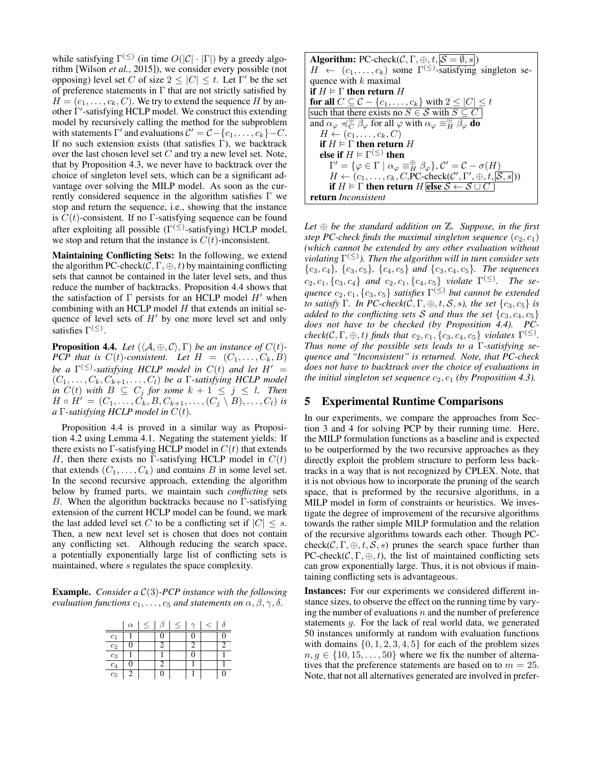while satisfying $\Gamma^{(\leq)}$ (in time $O(|\mathcal{C}| \cdot |\Gamma|)$ by a greedy algorithm [Wilson *et al.*, 2015]), we consider every possible (not opposing) level set $C$ of size $2 \leq |C| \leq t$. Let $\Gamma'$ be the set of preference statements in $\Gamma$ that are not strictly satisfied by $H = (c_1, \ldots, c_k, C)$. We try to extend the sequence $H$ by another $\Gamma'$-satisfying HCLP model. We construct this extending model by recursively calling the method for the subproblem with statements $\Gamma'$ and evaluations $\mathcal{C}' = \mathcal{C} - \{c_1, \ldots, c_k\} - C$. If no such extension exists (that satisfies $\Gamma$), we backtrack over the last chosen level set $C$ and try a new level set. Note, that by Proposition 4.3, we never have to backtrack over the choice of singleton level sets, which can be a significant advantage over solving the MILP model. As soon as the currently considered sequence in the algorithm satisfies $\Gamma$ we stop and return the sequence, i.e., showing that the instance is $C(t)$-consistent. If no $\Gamma$-satisfying sequence can be found after exploiting all possible ($\Gamma^{(\leq)}$-satisfying) HCLP model, we stop and return that the instance is $C(t)$-inconsistent.

**Maintaining Conflicting Sets:** In the following, we extend the algorithm PC-check($\mathcal{C}, \Gamma, \oplus, t$) by maintaining conflicting sets that cannot be contained in the later level sets, and thus reduce the number of backtracks. Proposition 4.4 shows that the satisfaction of $\Gamma$ persists for an HCLP model $H'$ when combining with an HCLP model $H$ that extends an initial sequence of level sets of $H'$ by one more level set and only satisfies $\Gamma^{(\leq)}$.

**Proposition 4.4.** *Let $(\langle \mathcal{A}, \oplus, \mathcal{C} \rangle, \Gamma)$ be an instance of $C(t)$-PCP that is $C(t)$-consistent. Let $H = (C_1, \ldots, C_k, B)$ be a $\Gamma^{(\leq)}$-satisfying HCLP model in $C(t)$ and let $H' = (C_1, \ldots, C_k, C_{k+1}, \ldots, C_l)$ be a $\Gamma$-satisfying HCLP model in $C(t)$ with $B \subseteq C_j$ for some $k+1 \leq j \leq l$. Then $H \circ H' = (C_1, \ldots, C_k, B, C_{k+1}, \ldots, (C_j \setminus B), \ldots, C_l)$ is a $\Gamma$-satisfying HCLP model in $C(t)$.*

Proposition 4.4 is proved in a similar way as Proposition 4.2 using Lemma 4.1. Negating the statement yields: If there exists no $\Gamma$-satisfying HCLP model in $C(t)$ that extends $H$, then there exists no $\Gamma$-satisfying HCLP model in $C(t)$ that extends $(C_1, \ldots, C_k)$ and contains $B$ in some level set. In the second recursive approach, extending the algorithm below by framed parts, we maintain such *conflicting* sets $B$. When the algorithm backtracks because no $\Gamma$-satisfying extension of the current HCLP model can be found, we mark the last added level set $C$ to be a conflicting set if $|C| \leq s$. Then, a new next level set is chosen that does not contain any conflicting set. Although reducing the search space, a potentially exponentially large list of conflicting sets is maintained, where $s$ regulates the space complexity.

**Example.** *Consider a $\mathcal{C}(3)$-PCP instance with the following evaluation functions $c_1, \ldots, c_5$ and statements on $\alpha, \beta, \gamma, \delta$.*

| | $\alpha$ | $\leq$ | $\beta$ | $\leq$ | $\gamma$ | $<$ | $\delta$ |
|---|---|---|---|---|---|---|---|
| $c_1$ | 1 | | 0 | | 0 | | 0 |
| $c_2$ | 0 | | 2 | | 2 | | 2 |
| $c_3$ | 1 | | 1 | | 0 | | 1 |
| $c_4$ | 0 | | 2 | | 1 | | 1 |
| $c_5$ | 2 | | 0 | | 1 | | 0 |

```
Algorithm: PC-check(C, Γ, ⊕, t, [S = ∅, s])
H ← (c_1, ..., c_k) some Γ^(≤)-satisfying singleton sequence with k maximal
if H ⊨ Γ then return H
for all C ⊆ C − {c_1, ..., c_k} with 2 ≤ |C| ≤ t
[such that there exists no S ∈ S with S ⊆ C]
and α_φ ≼^⊕_C β_φ for all φ with α_φ ≡^⊕_H β_φ do
    H ← (c_1, ..., c_k, C)
    if H ⊨ Γ then return H
    else if H ⊨ Γ^(≤) then
        Γ' = {φ ∈ Γ | α_φ ≡^⊕_H β_φ}, C' = C − σ(H)
        H ← (c_1, ..., c_k, C, PC-check(C', Γ', ⊕, t, [S, s]))
        if H ⊨ Γ then return H [else S ← S ∪ C]
return Inconsistent
```

*Let $\oplus$ be the standard addition on $\mathbb{Z}$. Suppose, in the first step PC-check finds the maximal singleton sequence $(c_2, c_1)$ (which cannot be extended by any other evaluation without violating $\Gamma^{(\leq)}$). Then the algorithm will in turn consider sets $\{c_3, c_4\}$, $\{c_3, c_5\}$, $\{c_4, c_5\}$ and $\{c_3, c_4, c_5\}$. The sequences $c_2, c_1, \{c_3, c_4\}$ and $c_2, c_1, \{c_4, c_5\}$ violate $\Gamma^{(\leq)}$. The sequence $c_2, c_1, \{c_3, c_5\}$ satisfies $\Gamma^{(\leq)}$ but cannot be extended to satisfy $\Gamma$. In PC-check($\mathcal{C}, \Gamma, \oplus, t, \mathcal{S}, s$), the set $\{c_3, c_5\}$ is added to the conflicting sets $\mathcal{S}$ and thus the set $\{c_3, c_4, c_5\}$ does not have to be checked (by Proposition 4.4). PC-check($\mathcal{C}, \Gamma, \oplus, t$) finds that $c_2, c_1, \{c_3, c_4, c_5\}$ violates $\Gamma^{(\leq)}$. Thus none of the possible sets leads to a $\Gamma$-satisfying sequence and "Inconsistent" is returned. Note, that PC-check does not have to backtrack over the choice of evaluations in the initial singleton set sequence $c_2, c_1$ (by Proposition 4.3).*

## 5 Experimental Runtime Comparisons

In our experiments, we compare the approaches from Section 3 and 4 for solving PCP by their running time. Here, the MILP formulation functions as a baseline and is expected to be outperformed by the two recursive approaches as they directly exploit the problem structure to perform less backtracks in a way that is not recognized by CPLEX. Note, that it is not obvious how to incorporate the pruning of the search space, that is preformed by the recursive algorithms, in a MILP model in form of constraints or heuristics. We investigate the degree of improvement of the recursive algorithms towards the rather simple MILP formulation and the relation of the recursive algorithms towards each other. Though PC-check($\mathcal{C}, \Gamma, \oplus, t, \mathcal{S}, s$) prunes the search space further than PC-check($\mathcal{C}, \Gamma, \oplus, t$), the list of maintained conflicting sets can grow exponentially large. Thus, it is not obvious if maintaining conflicting sets is advantageous.

**Instances:** For our experiments we considered different instance sizes, to observe the effect on the running time by varying the number of evaluations $n$ and the number of preference statements $g$. For the lack of real world data, we generated 50 instances uniformly at random with evaluation functions with domains $\{0, 1, 2, 3, 4, 5\}$ for each of the problem sizes $n, g \in \{10, 15, \ldots, 50\}$ where we fix the number of alternatives that the preference statements are based on to $m = 25$. Note, that not all alternatives generated are involved in prefer-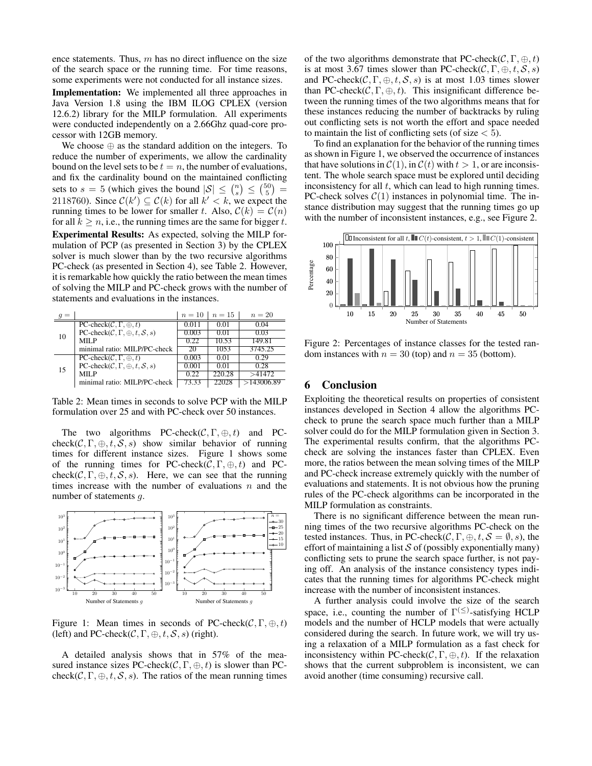ence statements. Thus, $m$ has no direct influence on the size of the search space or the running time. For time reasons, some experiments were not conducted for all instance sizes.

**Implementation:** We implemented all three approaches in Java Version 1.8 using the IBM ILOG CPLEX (version 12.6.2) library for the MILP formulation. All experiments were conducted independently on a 2.66Ghz quad-core processor with 12GB memory.

We choose $\oplus$ as the standard addition on the integers. To reduce the number of experiments, we allow the cardinality bound on the level sets to be $t = n$, the number of evaluations, and fix the cardinality bound on the maintained conflicting sets to $s = 5$ (which gives the bound $|\mathcal{S}| \leq \binom{n}{s} \leq \binom{50}{5} = 2118760$). Since $\mathcal{C}(k') \subseteq \mathcal{C}(k)$ for all $k' < k$, we expect the running times to be lower for smaller $t$. Also, $\mathcal{C}(k) = \mathcal{C}(n)$ for all $k \geq n$, i.e., the running times are the same for bigger $t$.

**Experimental Results:** As expected, solving the MILP formulation of PCP (as presented in Section 3) by the CPLEX solver is much slower than by the two recursive algorithms PC-check (as presented in Section 4), see Table 2. However, it is remarkable how quickly the ratio between the mean times of solving the MILP and PC-check grows with the number of statements and evaluations in the instances.

| $g =$ | | $n = 10$ | $n = 15$ | $n = 20$ |
|---|---|---|---|---|
| 10 | PC-check$(\mathcal{C}, \Gamma, \oplus, t)$ | 0.011 | 0.01 | 0.04 |
| | PC-check$(\mathcal{C}, \Gamma, \oplus, t, \mathcal{S}, s)$ | 0.003 | 0.01 | 0.03 |
| | MILP | 0.22 | 10.53 | 149.81 |
| | minimal ratio: MILP/PC-check | 20 | 1053 | 3745.25 |
| 15 | PC-check$(\mathcal{C}, \Gamma, \oplus, t)$ | 0.003 | 0.01 | 0.29 |
| | PC-check$(\mathcal{C}, \Gamma, \oplus, t, \mathcal{S}, s)$ | 0.001 | 0.01 | 0.28 |
| | MILP | 0.22 | 220.28 | >41472 |
| | minimal ratio: MILP/PC-check | 73.33 | 22028 | >143006.89 |

Table 2: Mean times in seconds to solve PCP with the MILP formulation over 25 and with PC-check over 50 instances.

The two algorithms PC-check$(\mathcal{C}, \Gamma, \oplus, t)$ and PC-check$(\mathcal{C}, \Gamma, \oplus, t, \mathcal{S}, s)$ show similar behavior of running times for different instance sizes. Figure 1 shows some of the running times for PC-check$(\mathcal{C}, \Gamma, \oplus, t)$ and PC-check$(\mathcal{C}, \Gamma, \oplus, t, \mathcal{S}, s)$. Here, we can see that the running times increase with the number of evaluations $n$ and the number of statements $g$.

Figure 1: Mean times in seconds of PC-check$(\mathcal{C}, \Gamma, \oplus, t)$ (left) and PC-check$(\mathcal{C}, \Gamma, \oplus, t, \mathcal{S}, s)$ (right).

A detailed analysis shows that in 57% of the measured instance sizes PC-check$(\mathcal{C}, \Gamma, \oplus, t)$ is slower than PC-check$(\mathcal{C}, \Gamma, \oplus, t, \mathcal{S}, s)$. The ratios of the mean running times of the two algorithms demonstrate that PC-check$(\mathcal{C}, \Gamma, \oplus, t)$ is at most 3.67 times slower than PC-check$(\mathcal{C}, \Gamma, \oplus, t, \mathcal{S}, s)$ and PC-check$(\mathcal{C}, \Gamma, \oplus, t, \mathcal{S}, s)$ is at most 1.03 times slower than PC-check$(\mathcal{C}, \Gamma, \oplus, t)$. This insignificant difference between the running times of the two algorithms means that for these instances reducing the number of backtracks by ruling out conflicting sets is not worth the effort and space needed to maintain the list of conflicting sets (of size $< 5$).

To find an explanation for the behavior of the running times as shown in Figure 1, we observed the occurrence of instances that have solutions in $\mathcal{C}(1)$, in $\mathcal{C}(t)$ with $t > 1$, or are inconsistent. The whole search space must be explored until deciding inconsistency for all $t$, which can lead to high running times. PC-check solves $\mathcal{C}(1)$ instances in polynomial time. The instance distribution may suggest that the running times go up with the number of inconsistent instances, e.g., see Figure 2.

Figure 2: Percentages of instance classes for the tested random instances with $n = 30$ (top) and $n = 35$ (bottom).

# 6 Conclusion

Exploiting the theoretical results on properties of consistent instances developed in Section 4 allow the algorithms PC-check to prune the search space much further than a MILP solver could do for the MILP formulation given in Section 3. The experimental results confirm, that the algorithms PC-check are solving the instances faster than CPLEX. Even more, the ratios between the mean solving times of the MILP and PC-check increase extremely quickly with the number of evaluations and statements. It is not obvious how the pruning rules of the PC-check algorithms can be incorporated in the MILP formulation as constraints.

There is no significant difference between the mean running times of the two recursive algorithms PC-check on the tested instances. Thus, in PC-check$(\mathcal{C}, \Gamma, \oplus, t, \mathcal{S} = \emptyset, s)$, the effort of maintaining a list $\mathcal{S}$ of (possibly exponentially many) conflicting sets to prune the search space further, is not paying off. An analysis of the instance consistency types indicates that the running times for algorithms PC-check might increase with the number of inconsistent instances.

A further analysis could involve the size of the search space, i.e., counting the number of $\Gamma^{(\leq)}$-satisfying HCLP models and the number of HCLP models that were actually considered during the search. In future work, we will try using a relaxation of a MILP formulation as a fast check for inconsistency within PC-check$(\mathcal{C}, \Gamma, \oplus, t)$. If the relaxation shows that the current subproblem is inconsistent, we can avoid another (time consuming) recursive call.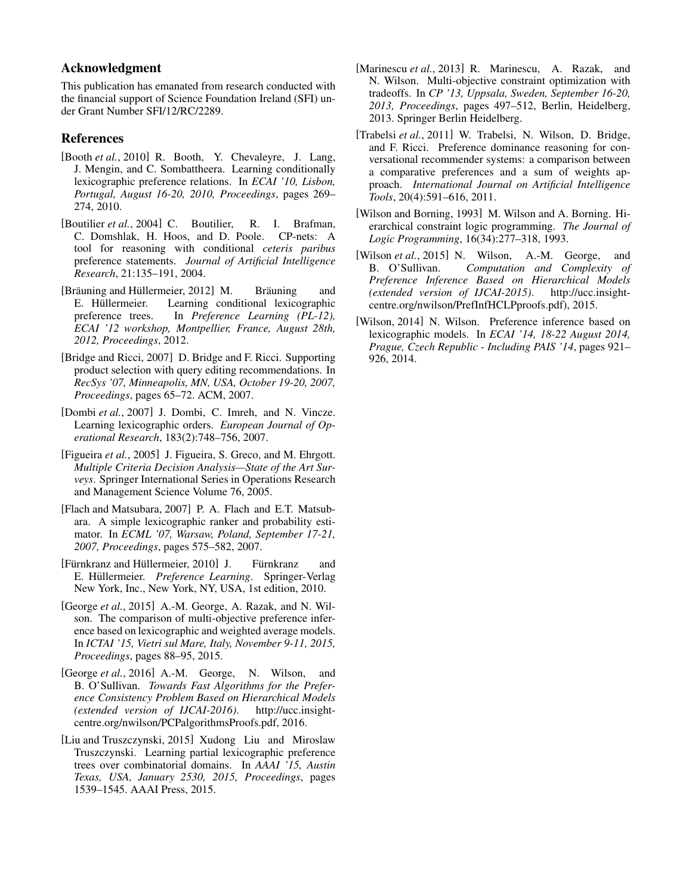## Acknowledgment

This publication has emanated from research conducted with the financial support of Science Foundation Ireland (SFI) under Grant Number SFI/12/RC/2289.

## References

[Booth *et al.*, 2010] R. Booth, Y. Chevaleyre, J. Lang, J. Mengin, and C. Sombattheera. Learning conditionally lexicographic preference relations. In *ECAI '10, Lisbon, Portugal, August 16-20, 2010, Proceedings*, pages 269–274, 2010.

[Boutilier *et al.*, 2004] C. Boutilier, R. I. Brafman, C. Domshlak, H. Hoos, and D. Poole. CP-nets: A tool for reasoning with conditional *ceteris paribus* preference statements. *Journal of Artificial Intelligence Research*, 21:135–191, 2004.

[Bräuning and Hüllermeier, 2012] M. Bräuning and E. Hüllermeier. Learning conditional lexicographic preference trees. In *Preference Learning (PL-12), ECAI '12 workshop, Montpellier, France, August 28th, 2012, Proceedings*, 2012.

[Bridge and Ricci, 2007] D. Bridge and F. Ricci. Supporting product selection with query editing recommendations. In *RecSys '07, Minneapolis, MN, USA, October 19-20, 2007, Proceedings*, pages 65–72. ACM, 2007.

[Dombi *et al.*, 2007] J. Dombi, C. Imreh, and N. Vincze. Learning lexicographic orders. *European Journal of Operational Research*, 183(2):748–756, 2007.

[Figueira *et al.*, 2005] J. Figueira, S. Greco, and M. Ehrgott. *Multiple Criteria Decision Analysis—State of the Art Surveys*. Springer International Series in Operations Research and Management Science Volume 76, 2005.

[Flach and Matsubara, 2007] P. A. Flach and E.T. Matsubara. A simple lexicographic ranker and probability estimator. In *ECML '07, Warsaw, Poland, September 17-21, 2007, Proceedings*, pages 575–582, 2007.

[Fürnkranz and Hüllermeier, 2010] J. Fürnkranz and E. Hüllermeier. *Preference Learning*. Springer-Verlag New York, Inc., New York, NY, USA, 1st edition, 2010.

[George *et al.*, 2015] A.-M. George, A. Razak, and N. Wilson. The comparison of multi-objective preference inference based on lexicographic and weighted average models. In *ICTAI '15, Vietri sul Mare, Italy, November 9-11, 2015, Proceedings*, pages 88–95, 2015.

[George *et al.*, 2016] A.-M. George, N. Wilson, and B. O'Sullivan. *Towards Fast Algorithms for the Preference Consistency Problem Based on Hierarchical Models (extended version of IJCAI-2016)*. http://ucc.insight-centre.org/nwilson/PCPalgorithmsProofs.pdf, 2016.

[Liu and Truszczynski, 2015] Xudong Liu and Miroslaw Truszczynski. Learning partial lexicographic preference trees over combinatorial domains. In *AAAI '15, Austin Texas, USA, January 2530, 2015, Proceedings*, pages 1539–1545. AAAI Press, 2015.

[Marinescu *et al.*, 2013] R. Marinescu, A. Razak, and N. Wilson. Multi-objective constraint optimization with tradeoffs. In *CP '13, Uppsala, Sweden, September 16-20, 2013, Proceedings*, pages 497–512, Berlin, Heidelberg, 2013. Springer Berlin Heidelberg.

[Trabelsi *et al.*, 2011] W. Trabelsi, N. Wilson, D. Bridge, and F. Ricci. Preference dominance reasoning for conversational recommender systems: a comparison between a comparative preferences and a sum of weights approach. *International Journal on Artificial Intelligence Tools*, 20(4):591–616, 2011.

[Wilson and Borning, 1993] M. Wilson and A. Borning. Hierarchical constraint logic programming. *The Journal of Logic Programming*, 16(34):277–318, 1993.

[Wilson *et al.*, 2015] N. Wilson, A.-M. George, and B. O'Sullivan. *Computation and Complexity of Preference Inference Based on Hierarchical Models (extended version of IJCAI-2015)*. http://ucc.insight-centre.org/nwilson/PrefInfHCLPproofs.pdf), 2015.

[Wilson, 2014] N. Wilson. Preference inference based on lexicographic models. In *ECAI '14, 18-22 August 2014, Prague, Czech Republic - Including PAIS '14*, pages 921–926, 2014.